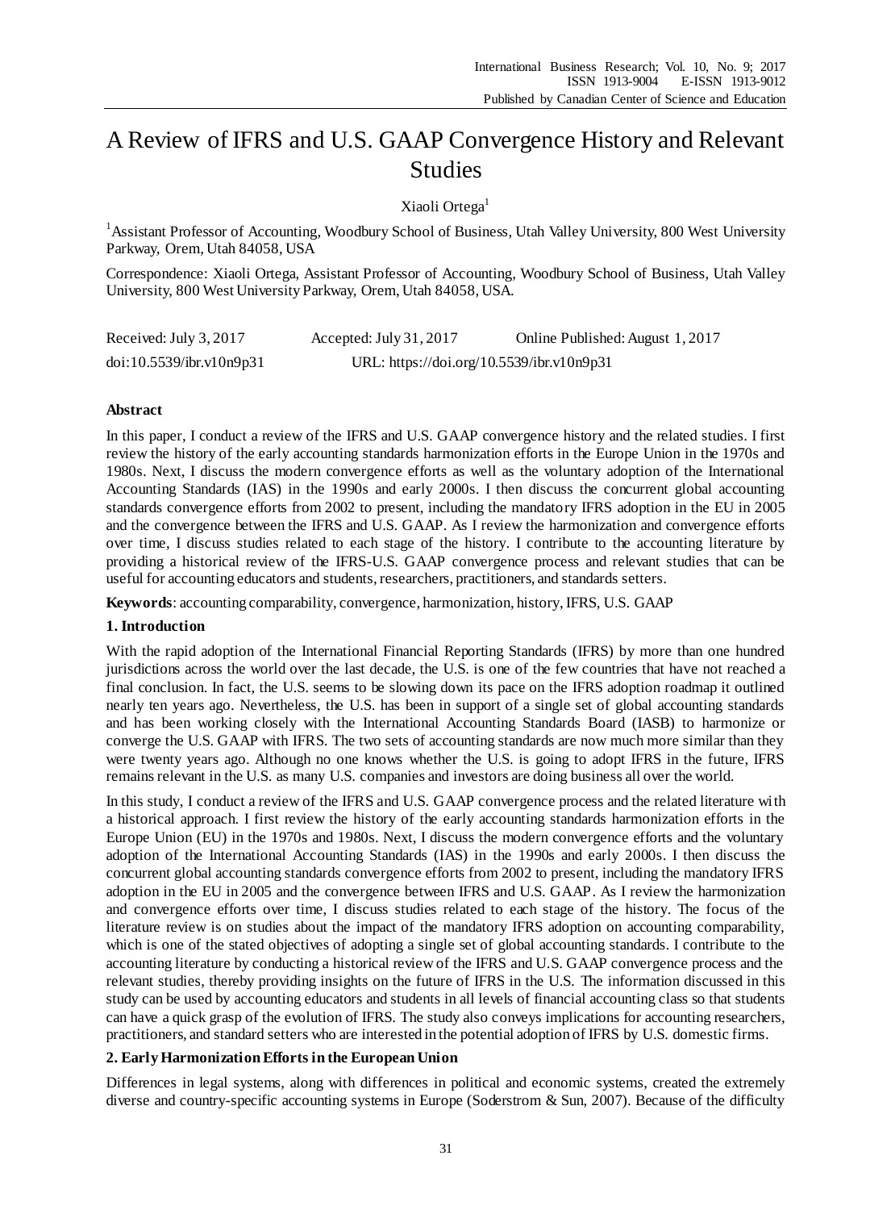# A Review of IFRS and U.S. GAAP Convergence History and Relevant Studies

Xiaoli Ortega[1]

[1]Assistant Professor of Accounting, Woodbury School of Business, Utah Valley University, 800 West University Parkway, Orem, Utah 84058, USA

Correspondence: Xiaoli Ortega, Assistant Professor of Accounting, Woodbury School of Business, Utah Valley University, 800 West University Parkway, Orem, Utah 84058, USA.

Received: July 3, 2017 Accepted: July 31, 2017 Online Published: August 1, 2017

doi:10.5539/ibr.v10n9p31 URL: https://doi.org/10.5539/ibr.v10n9p31

## Abstract

In this paper, I conduct a review of the IFRS and U.S. GAAP convergence history and the related studies. I first review the history of the early accounting standards harmonization efforts in the Europe Union in the 1970s and 1980s. Next, I discuss the modern convergence efforts as well as the voluntary adoption of the International Accounting Standards (IAS) in the 1990s and early 2000s. I then discuss the concurrent global accounting standards convergence efforts from 2002 to present, including the mandatory IFRS adoption in the EU in 2005 and the convergence between the IFRS and U.S. GAAP. As I review the harmonization and convergence efforts over time, I discuss studies related to each stage of the history. I contribute to the accounting literature by providing a historical review of the IFRS-U.S. GAAP convergence process and relevant studies that can be useful for accounting educators and students, researchers, practitioners, and standards setters.

**Keywords**: accounting comparability, convergence, harmonization, history, IFRS, U.S. GAAP

## 1. Introduction

With the rapid adoption of the International Financial Reporting Standards (IFRS) by more than one hundred jurisdictions across the world over the last decade, the U.S. is one of the few countries that have not reached a final conclusion. In fact, the U.S. seems to be slowing down its pace on the IFRS adoption roadmap it outlined nearly ten years ago. Nevertheless, the U.S. has been in support of a single set of global accounting standards and has been working closely with the International Accounting Standards Board (IASB) to harmonize or converge the U.S. GAAP with IFRS. The two sets of accounting standards are now much more similar than they were twenty years ago. Although no one knows whether the U.S. is going to adopt IFRS in the future, IFRS remains relevant in the U.S. as many U.S. companies and investors are doing business all over the world.

In this study, I conduct a review of the IFRS and U.S. GAAP convergence process and the related literature with a historical approach. I first review the history of the early accounting standards harmonization efforts in the Europe Union (EU) in the 1970s and 1980s. Next, I discuss the modern convergence efforts and the voluntary adoption of the International Accounting Standards (IAS) in the 1990s and early 2000s. I then discuss the concurrent global accounting standards convergence efforts from 2002 to present, including the mandatory IFRS adoption in the EU in 2005 and the convergence between IFRS and U.S. GAAP. As I review the harmonization and convergence efforts over time, I discuss studies related to each stage of the history. The focus of the literature review is on studies about the impact of the mandatory IFRS adoption on accounting comparability, which is one of the stated objectives of adopting a single set of global accounting standards. I contribute to the accounting literature by conducting a historical review of the IFRS and U.S. GAAP convergence process and the relevant studies, thereby providing insights on the future of IFRS in the U.S. The information discussed in this study can be used by accounting educators and students in all levels of financial accounting class so that students can have a quick grasp of the evolution of IFRS. The study also conveys implications for accounting researchers, practitioners, and standard setters who are interested in the potential adoption of IFRS by U.S. domestic firms.

## 2. Early Harmonization Efforts in the European Union

Differences in legal systems, along with differences in political and economic systems, created the extremely diverse and country-specific accounting systems in Europe (Soderstrom & Sun, 2007). Because of the difficulty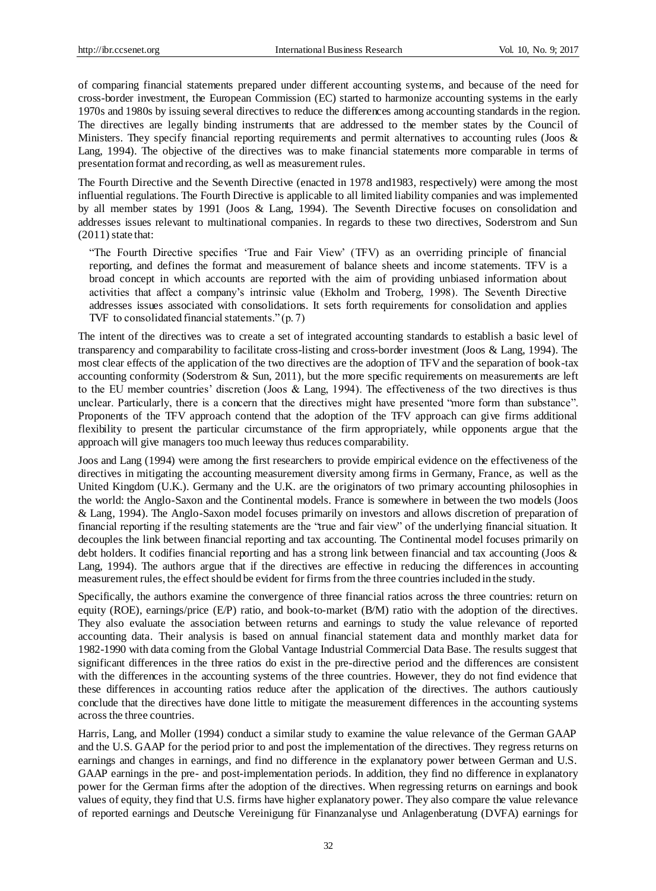of comparing financial statements prepared under different accounting systems, and because of the need for cross-border investment, the European Commission (EC) started to harmonize accounting systems in the early 1970s and 1980s by issuing several directives to reduce the differences among accounting standards in the region. The directives are legally binding instruments that are addressed to the member states by the Council of Ministers. They specify financial reporting requirements and permit alternatives to accounting rules (Joos & Lang, 1994). The objective of the directives was to make financial statements more comparable in terms of presentation format and recording, as well as measurement rules.

The Fourth Directive and the Seventh Directive (enacted in 1978 and1983, respectively) were among the most influential regulations. The Fourth Directive is applicable to all limited liability companies and was implemented by all member states by 1991 (Joos & Lang, 1994). The Seventh Directive focuses on consolidation and addresses issues relevant to multinational companies. In regards to these two directives, Soderstrom and Sun (2011) state that:

> "The Fourth Directive specifies 'True and Fair View' (TFV) as an overriding principle of financial reporting, and defines the format and measurement of balance sheets and income statements. TFV is a broad concept in which accounts are reported with the aim of providing unbiased information about activities that affect a company's intrinsic value (Ekholm and Troberg, 1998). The Seventh Directive addresses issues associated with consolidations. It sets forth requirements for consolidation and applies TVF to consolidated financial statements." (p. 7)

The intent of the directives was to create a set of integrated accounting standards to establish a basic level of transparency and comparability to facilitate cross-listing and cross-border investment (Joos & Lang, 1994). The most clear effects of the application of the two directives are the adoption of TFV and the separation of book-tax accounting conformity (Soderstrom & Sun, 2011), but the more specific requirements on measurements are left to the EU member countries' discretion (Joos & Lang, 1994). The effectiveness of the two directives is thus unclear. Particularly, there is a concern that the directives might have presented "more form than substance". Proponents of the TFV approach contend that the adoption of the TFV approach can give firms additional flexibility to present the particular circumstance of the firm appropriately, while opponents argue that the approach will give managers too much leeway thus reduces comparability.

Joos and Lang (1994) were among the first researchers to provide empirical evidence on the effectiveness of the directives in mitigating the accounting measurement diversity among firms in Germany, France, as well as the United Kingdom (U.K.). Germany and the U.K. are the originators of two primary accounting philosophies in the world: the Anglo-Saxon and the Continental models. France is somewhere in between the two models (Joos & Lang, 1994). The Anglo-Saxon model focuses primarily on investors and allows discretion of preparation of financial reporting if the resulting statements are the "true and fair view" of the underlying financial situation. It decouples the link between financial reporting and tax accounting. The Continental model focuses primarily on debt holders. It codifies financial reporting and has a strong link between financial and tax accounting (Joos & Lang, 1994). The authors argue that if the directives are effective in reducing the differences in accounting measurement rules, the effect should be evident for firms from the three countries included in the study.

Specifically, the authors examine the convergence of three financial ratios across the three countries: return on equity (ROE), earnings/price (E/P) ratio, and book-to-market (B/M) ratio with the adoption of the directives. They also evaluate the association between returns and earnings to study the value relevance of reported accounting data. Their analysis is based on annual financial statement data and monthly market data for 1982-1990 with data coming from the Global Vantage Industrial Commercial Data Base. The results suggest that significant differences in the three ratios do exist in the pre-directive period and the differences are consistent with the differences in the accounting systems of the three countries. However, they do not find evidence that these differences in accounting ratios reduce after the application of the directives. The authors cautiously conclude that the directives have done little to mitigate the measurement differences in the accounting systems across the three countries.

Harris, Lang, and Moller (1994) conduct a similar study to examine the value relevance of the German GAAP and the U.S. GAAP for the period prior to and post the implementation of the directives. They regress returns on earnings and changes in earnings, and find no difference in the explanatory power between German and U.S. GAAP earnings in the pre- and post-implementation periods. In addition, they find no difference in explanatory power for the German firms after the adoption of the directives. When regressing returns on earnings and book values of equity, they find that U.S. firms have higher explanatory power. They also compare the value relevance of reported earnings and Deutsche Vereinigung für Finanzanalyse und Anlagenberatung (DVFA) earnings for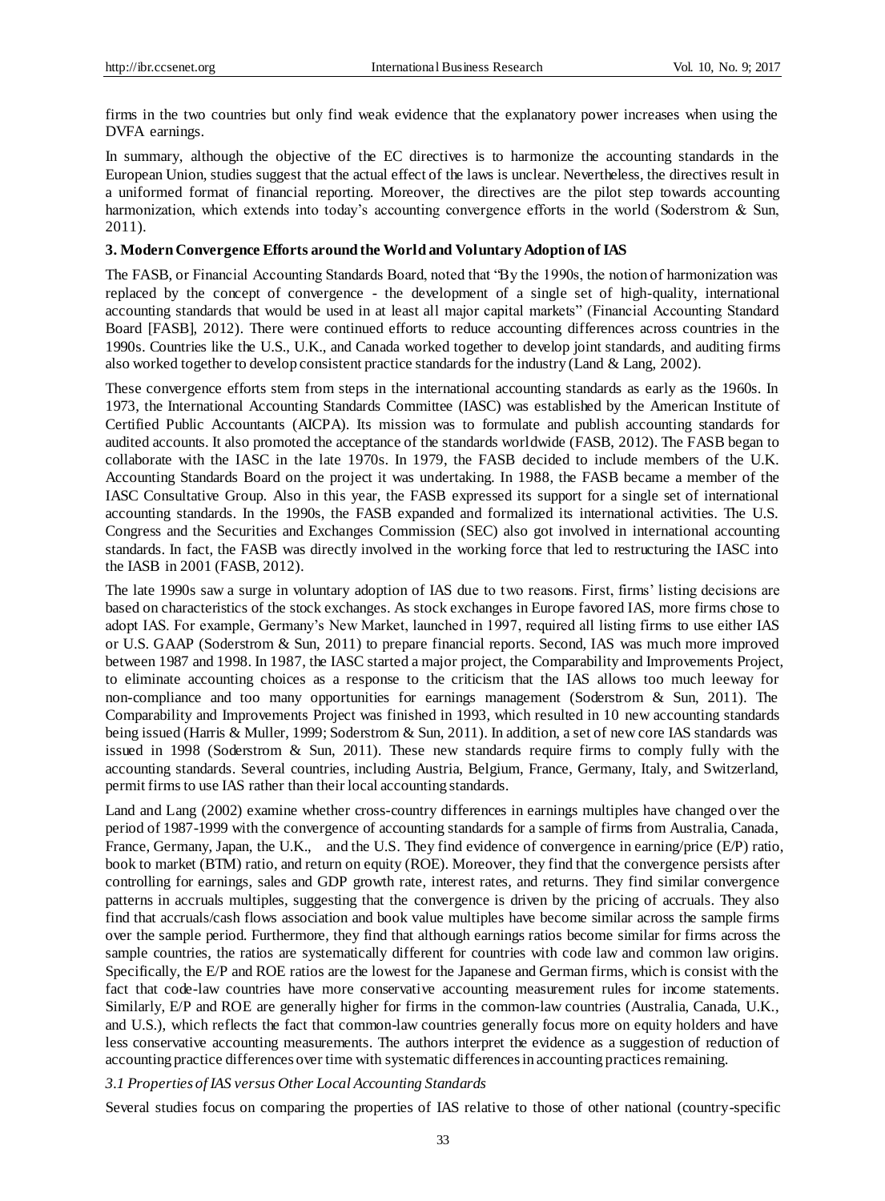firms in the two countries but only find weak evidence that the explanatory power increases when using the DVFA earnings.

In summary, although the objective of the EC directives is to harmonize the accounting standards in the European Union, studies suggest that the actual effect of the laws is unclear. Nevertheless, the directives result in a uniformed format of financial reporting. Moreover, the directives are the pilot step towards accounting harmonization, which extends into today's accounting convergence efforts in the world (Soderstrom & Sun, 2011).

## 3. Modern Convergence Efforts around the World and Voluntary Adoption of IAS

The FASB, or Financial Accounting Standards Board, noted that "By the 1990s, the notion of harmonization was replaced by the concept of convergence - the development of a single set of high-quality, international accounting standards that would be used in at least all major capital markets" (Financial Accounting Standard Board [FASB], 2012). There were continued efforts to reduce accounting differences across countries in the 1990s. Countries like the U.S., U.K., and Canada worked together to develop joint standards, and auditing firms also worked together to develop consistent practice standards for the industry (Land & Lang, 2002).

These convergence efforts stem from steps in the international accounting standards as early as the 1960s. In 1973, the International Accounting Standards Committee (IASC) was established by the American Institute of Certified Public Accountants (AICPA). Its mission was to formulate and publish accounting standards for audited accounts. It also promoted the acceptance of the standards worldwide (FASB, 2012). The FASB began to collaborate with the IASC in the late 1970s. In 1979, the FASB decided to include members of the U.K. Accounting Standards Board on the project it was undertaking. In 1988, the FASB became a member of the IASC Consultative Group. Also in this year, the FASB expressed its support for a single set of international accounting standards. In the 1990s, the FASB expanded and formalized its international activities. The U.S. Congress and the Securities and Exchanges Commission (SEC) also got involved in international accounting standards. In fact, the FASB was directly involved in the working force that led to restructuring the IASC into the IASB in 2001 (FASB, 2012).

The late 1990s saw a surge in voluntary adoption of IAS due to two reasons. First, firms' listing decisions are based on characteristics of the stock exchanges. As stock exchanges in Europe favored IAS, more firms chose to adopt IAS. For example, Germany's New Market, launched in 1997, required all listing firms to use either IAS or U.S. GAAP (Soderstrom & Sun, 2011) to prepare financial reports. Second, IAS was much more improved between 1987 and 1998. In 1987, the IASC started a major project, the Comparability and Improvements Project, to eliminate accounting choices as a response to the criticism that the IAS allows too much leeway for non-compliance and too many opportunities for earnings management (Soderstrom & Sun, 2011). The Comparability and Improvements Project was finished in 1993, which resulted in 10 new accounting standards being issued (Harris & Muller, 1999; Soderstrom & Sun, 2011). In addition, a set of new core IAS standards was issued in 1998 (Soderstrom & Sun, 2011). These new standards require firms to comply fully with the accounting standards. Several countries, including Austria, Belgium, France, Germany, Italy, and Switzerland, permit firms to use IAS rather than their local accounting standards.

Land and Lang (2002) examine whether cross-country differences in earnings multiples have changed over the period of 1987-1999 with the convergence of accounting standards for a sample of firms from Australia, Canada, France, Germany, Japan, the U.K., and the U.S. They find evidence of convergence in earning/price (E/P) ratio, book to market (BTM) ratio, and return on equity (ROE). Moreover, they find that the convergence persists after controlling for earnings, sales and GDP growth rate, interest rates, and returns. They find similar convergence patterns in accruals multiples, suggesting that the convergence is driven by the pricing of accruals. They also find that accruals/cash flows association and book value multiples have become similar across the sample firms over the sample period. Furthermore, they find that although earnings ratios become similar for firms across the sample countries, the ratios are systematically different for countries with code law and common law origins. Specifically, the E/P and ROE ratios are the lowest for the Japanese and German firms, which is consist with the fact that code-law countries have more conservative accounting measurement rules for income statements. Similarly, E/P and ROE are generally higher for firms in the common-law countries (Australia, Canada, U.K., and U.S.), which reflects the fact that common-law countries generally focus more on equity holders and have less conservative accounting measurements. The authors interpret the evidence as a suggestion of reduction of accounting practice differences over time with systematic differences in accounting practices remaining.

### *3.1 Properties of IAS versus Other Local Accounting Standards*

Several studies focus on comparing the properties of IAS relative to those of other national (country-specific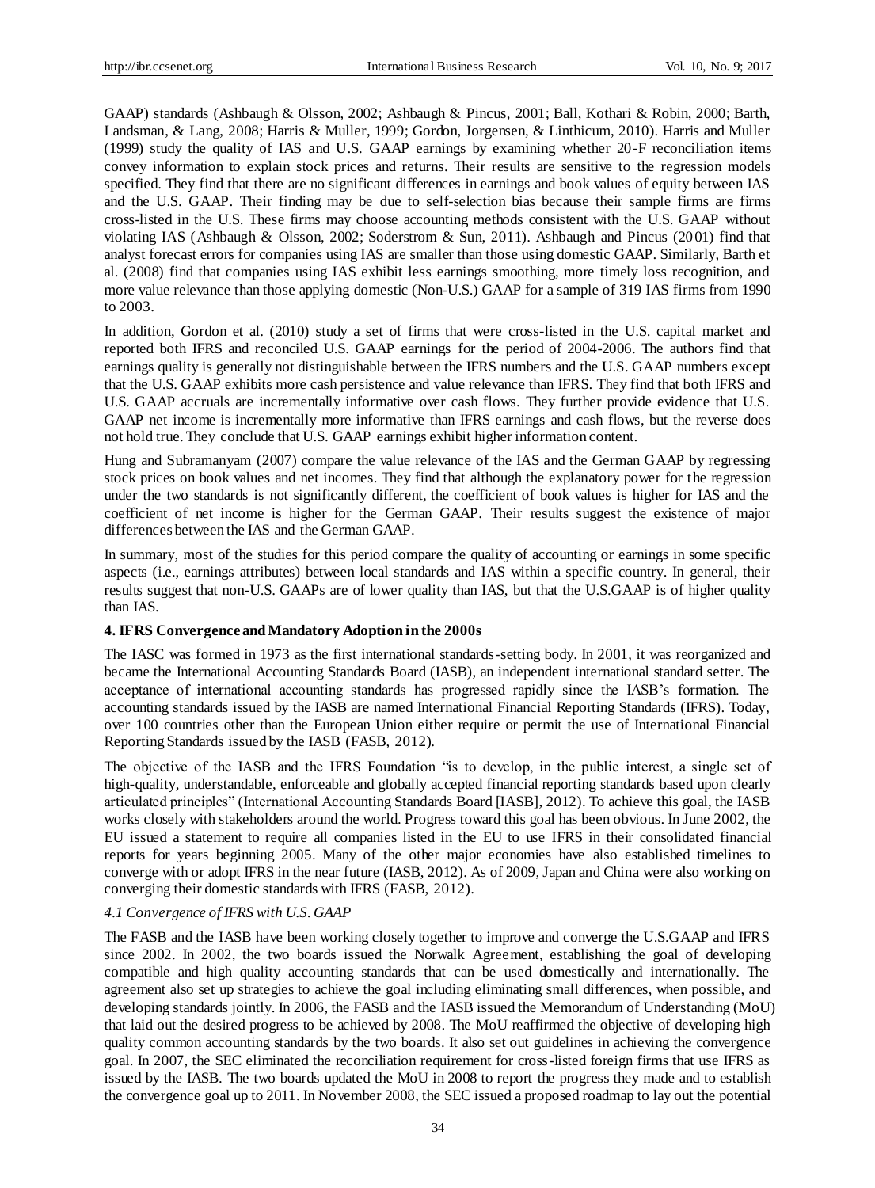GAAP) standards (Ashbaugh & Olsson, 2002; Ashbaugh & Pincus, 2001; Ball, Kothari & Robin, 2000; Barth, Landsman, & Lang, 2008; Harris & Muller, 1999; Gordon, Jorgensen, & Linthicum, 2010). Harris and Muller (1999) study the quality of IAS and U.S. GAAP earnings by examining whether 20-F reconciliation items convey information to explain stock prices and returns. Their results are sensitive to the regression models specified. They find that there are no significant differences in earnings and book values of equity between IAS and the U.S. GAAP. Their finding may be due to self-selection bias because their sample firms are firms cross-listed in the U.S. These firms may choose accounting methods consistent with the U.S. GAAP without violating IAS (Ashbaugh & Olsson, 2002; Soderstrom & Sun, 2011). Ashbaugh and Pincus (2001) find that analyst forecast errors for companies using IAS are smaller than those using domestic GAAP. Similarly, Barth et al. (2008) find that companies using IAS exhibit less earnings smoothing, more timely loss recognition, and more value relevance than those applying domestic (Non-U.S.) GAAP for a sample of 319 IAS firms from 1990 to 2003.

In addition, Gordon et al. (2010) study a set of firms that were cross-listed in the U.S. capital market and reported both IFRS and reconciled U.S. GAAP earnings for the period of 2004-2006. The authors find that earnings quality is generally not distinguishable between the IFRS numbers and the U.S. GAAP numbers except that the U.S. GAAP exhibits more cash persistence and value relevance than IFRS. They find that both IFRS and U.S. GAAP accruals are incrementally informative over cash flows. They further provide evidence that U.S. GAAP net income is incrementally more informative than IFRS earnings and cash flows, but the reverse does not hold true. They conclude that U.S. GAAP earnings exhibit higher information content.

Hung and Subramanyam (2007) compare the value relevance of the IAS and the German GAAP by regressing stock prices on book values and net incomes. They find that although the explanatory power for the regression under the two standards is not significantly different, the coefficient of book values is higher for IAS and the coefficient of net income is higher for the German GAAP. Their results suggest the existence of major differences between the IAS and the German GAAP.

In summary, most of the studies for this period compare the quality of accounting or earnings in some specific aspects (i.e., earnings attributes) between local standards and IAS within a specific country. In general, their results suggest that non-U.S. GAAPs are of lower quality than IAS, but that the U.S.GAAP is of higher quality than IAS.

## 4. IFRS Convergence and Mandatory Adoption in the 2000s

The IASC was formed in 1973 as the first international standards-setting body. In 2001, it was reorganized and became the International Accounting Standards Board (IASB), an independent international standard setter. The acceptance of international accounting standards has progressed rapidly since the IASB's formation. The accounting standards issued by the IASB are named International Financial Reporting Standards (IFRS). Today, over 100 countries other than the European Union either require or permit the use of International Financial Reporting Standards issued by the IASB (FASB, 2012).

The objective of the IASB and the IFRS Foundation "is to develop, in the public interest, a single set of high-quality, understandable, enforceable and globally accepted financial reporting standards based upon clearly articulated principles" (International Accounting Standards Board [IASB], 2012). To achieve this goal, the IASB works closely with stakeholders around the world. Progress toward this goal has been obvious. In June 2002, the EU issued a statement to require all companies listed in the EU to use IFRS in their consolidated financial reports for years beginning 2005. Many of the other major economies have also established timelines to converge with or adopt IFRS in the near future (IASB, 2012). As of 2009, Japan and China were also working on converging their domestic standards with IFRS (FASB, 2012).

### *4.1 Convergence of IFRS with U.S. GAAP*

The FASB and the IASB have been working closely together to improve and converge the U.S.GAAP and IFRS since 2002. In 2002, the two boards issued the Norwalk Agreement, establishing the goal of developing compatible and high quality accounting standards that can be used domestically and internationally. The agreement also set up strategies to achieve the goal including eliminating small differences, when possible, and developing standards jointly. In 2006, the FASB and the IASB issued the Memorandum of Understanding (MoU) that laid out the desired progress to be achieved by 2008. The MoU reaffirmed the objective of developing high quality common accounting standards by the two boards. It also set out guidelines in achieving the convergence goal. In 2007, the SEC eliminated the reconciliation requirement for cross-listed foreign firms that use IFRS as issued by the IASB. The two boards updated the MoU in 2008 to report the progress they made and to establish the convergence goal up to 2011. In November 2008, the SEC issued a proposed roadmap to lay out the potential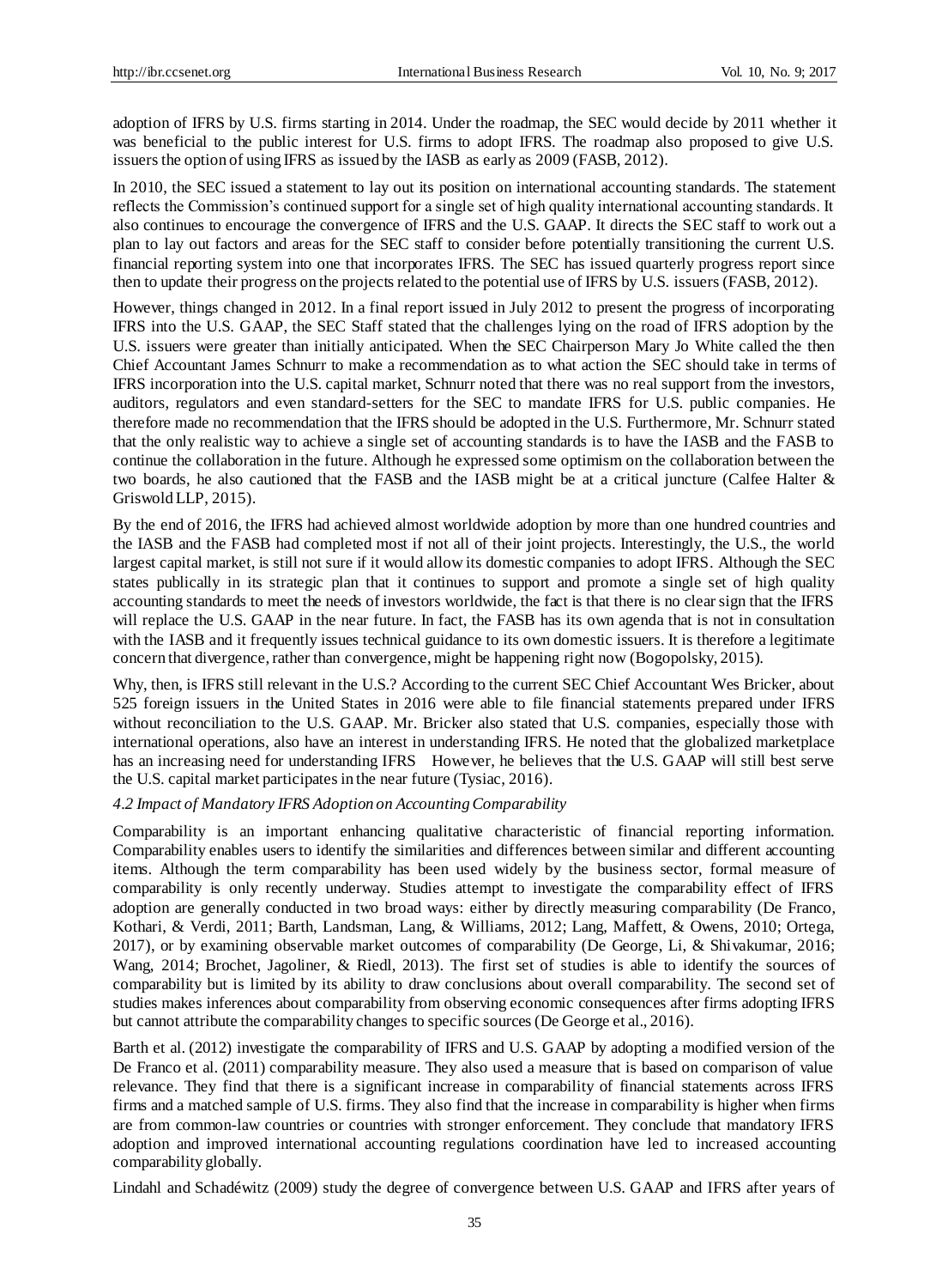adoption of IFRS by U.S. firms starting in 2014. Under the roadmap, the SEC would decide by 2011 whether it was beneficial to the public interest for U.S. firms to adopt IFRS. The roadmap also proposed to give U.S. issuers the option of using IFRS as issued by the IASB as early as 2009 (FASB, 2012).

In 2010, the SEC issued a statement to lay out its position on international accounting standards. The statement reflects the Commission's continued support for a single set of high quality international accounting standards. It also continues to encourage the convergence of IFRS and the U.S. GAAP. It directs the SEC staff to work out a plan to lay out factors and areas for the SEC staff to consider before potentially transitioning the current U.S. financial reporting system into one that incorporates IFRS. The SEC has issued quarterly progress report since then to update their progress on the projects related to the potential use of IFRS by U.S. issuers (FASB, 2012).

However, things changed in 2012. In a final report issued in July 2012 to present the progress of incorporating IFRS into the U.S. GAAP, the SEC Staff stated that the challenges lying on the road of IFRS adoption by the U.S. issuers were greater than initially anticipated. When the SEC Chairperson Mary Jo White called the then Chief Accountant James Schnurr to make a recommendation as to what action the SEC should take in terms of IFRS incorporation into the U.S. capital market, Schnurr noted that there was no real support from the investors, auditors, regulators and even standard-setters for the SEC to mandate IFRS for U.S. public companies. He therefore made no recommendation that the IFRS should be adopted in the U.S. Furthermore, Mr. Schnurr stated that the only realistic way to achieve a single set of accounting standards is to have the IASB and the FASB to continue the collaboration in the future. Although he expressed some optimism on the collaboration between the two boards, he also cautioned that the FASB and the IASB might be at a critical juncture (Calfee Halter & Griswold LLP, 2015).

By the end of 2016, the IFRS had achieved almost worldwide adoption by more than one hundred countries and the IASB and the FASB had completed most if not all of their joint projects. Interestingly, the U.S., the world largest capital market, is still not sure if it would allow its domestic companies to adopt IFRS. Although the SEC states publically in its strategic plan that it continues to support and promote a single set of high quality accounting standards to meet the needs of investors worldwide, the fact is that there is no clear sign that the IFRS will replace the U.S. GAAP in the near future. In fact, the FASB has its own agenda that is not in consultation with the IASB and it frequently issues technical guidance to its own domestic issuers. It is therefore a legitimate concern that divergence, rather than convergence, might be happening right now (Bogopolsky, 2015).

Why, then, is IFRS still relevant in the U.S.? According to the current SEC Chief Accountant Wes Bricker, about 525 foreign issuers in the United States in 2016 were able to file financial statements prepared under IFRS without reconciliation to the U.S. GAAP. Mr. Bricker also stated that U.S. companies, especially those with international operations, also have an interest in understanding IFRS. He noted that the globalized marketplace has an increasing need for understanding IFRS However, he believes that the U.S. GAAP will still best serve the U.S. capital market participates in the near future (Tysiac, 2016).

### *4.2 Impact of Mandatory IFRS Adoption on Accounting Comparability*

Comparability is an important enhancing qualitative characteristic of financial reporting information. Comparability enables users to identify the similarities and differences between similar and different accounting items. Although the term comparability has been used widely by the business sector, formal measure of comparability is only recently underway. Studies attempt to investigate the comparability effect of IFRS adoption are generally conducted in two broad ways: either by directly measuring comparability (De Franco, Kothari, & Verdi, 2011; Barth, Landsman, Lang, & Williams, 2012; Lang, Maffett, & Owens, 2010; Ortega, 2017), or by examining observable market outcomes of comparability (De George, Li, & Shivakumar, 2016; Wang, 2014; Brochet, Jagoliner, & Riedl, 2013). The first set of studies is able to identify the sources of comparability but is limited by its ability to draw conclusions about overall comparability. The second set of studies makes inferences about comparability from observing economic consequences after firms adopting IFRS but cannot attribute the comparability changes to specific sources (De George et al., 2016).

Barth et al. (2012) investigate the comparability of IFRS and U.S. GAAP by adopting a modified version of the De Franco et al. (2011) comparability measure. They also used a measure that is based on comparison of value relevance. They find that there is a significant increase in comparability of financial statements across IFRS firms and a matched sample of U.S. firms. They also find that the increase in comparability is higher when firms are from common-law countries or countries with stronger enforcement. They conclude that mandatory IFRS adoption and improved international accounting regulations coordination have led to increased accounting comparability globally.

Lindahl and Schadéwitz (2009) study the degree of convergence between U.S. GAAP and IFRS after years of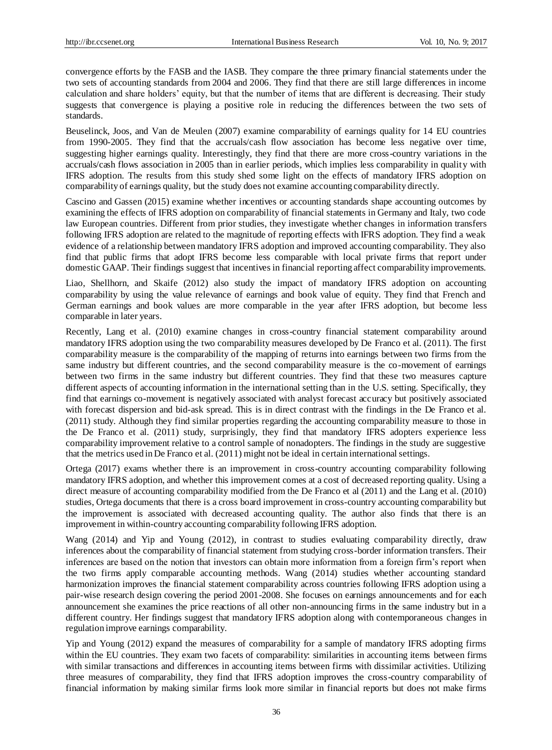convergence efforts by the FASB and the IASB. They compare the three primary financial statements under the two sets of accounting standards from 2004 and 2006. They find that there are still large differences in income calculation and share holders' equity, but that the number of items that are different is decreasing. Their study suggests that convergence is playing a positive role in reducing the differences between the two sets of standards.

Beuselinck, Joos, and Van de Meulen (2007) examine comparability of earnings quality for 14 EU countries from 1990-2005. They find that the accruals/cash flow association has become less negative over time, suggesting higher earnings quality. Interestingly, they find that there are more cross-country variations in the accruals/cash flows association in 2005 than in earlier periods, which implies less comparability in quality with IFRS adoption. The results from this study shed some light on the effects of mandatory IFRS adoption on comparability of earnings quality, but the study does not examine accounting comparability directly.

Cascino and Gassen (2015) examine whether incentives or accounting standards shape accounting outcomes by examining the effects of IFRS adoption on comparability of financial statements in Germany and Italy, two code law European countries. Different from prior studies, they investigate whether changes in information transfers following IFRS adoption are related to the magnitude of reporting effects with IFRS adoption. They find a weak evidence of a relationship between mandatory IFRS adoption and improved accounting comparability. They also find that public firms that adopt IFRS become less comparable with local private firms that report under domestic GAAP. Their findings suggest that incentives in financial reporting affect comparability improvements.

Liao, Shellhorn, and Skaife (2012) also study the impact of mandatory IFRS adoption on accounting comparability by using the value relevance of earnings and book value of equity. They find that French and German earnings and book values are more comparable in the year after IFRS adoption, but become less comparable in later years.

Recently, Lang et al. (2010) examine changes in cross-country financial statement comparability around mandatory IFRS adoption using the two comparability measures developed by De Franco et al. (2011). The first comparability measure is the comparability of the mapping of returns into earnings between two firms from the same industry but different countries, and the second comparability measure is the co-movement of earnings between two firms in the same industry but different countries. They find that these two measures capture different aspects of accounting information in the international setting than in the U.S. setting. Specifically, they find that earnings co-movement is negatively associated with analyst forecast accuracy but positively associated with forecast dispersion and bid-ask spread. This is in direct contrast with the findings in the De Franco et al. (2011) study. Although they find similar properties regarding the accounting comparability measure to those in the De Franco et al. (2011) study, surprisingly, they find that mandatory IFRS adopters experience less comparability improvement relative to a control sample of nonadopters. The findings in the study are suggestive that the metrics used in De Franco et al. (2011) might not be ideal in certain international settings.

Ortega (2017) exams whether there is an improvement in cross-country accounting comparability following mandatory IFRS adoption, and whether this improvement comes at a cost of decreased reporting quality. Using a direct measure of accounting comparability modified from the De Franco et al (2011) and the Lang et al. (2010) studies, Ortega documents that there is a cross board improvement in cross-country accounting comparability but the improvement is associated with decreased accounting quality. The author also finds that there is an improvement in within-country accounting comparability following IFRS adoption.

Wang (2014) and Yip and Young (2012), in contrast to studies evaluating comparability directly, draw inferences about the comparability of financial statement from studying cross-border information transfers. Their inferences are based on the notion that investors can obtain more information from a foreign firm's report when the two firms apply comparable accounting methods. Wang (2014) studies whether accounting standard harmonization improves the financial statement comparability across countries following IFRS adoption using a pair-wise research design covering the period 2001-2008. She focuses on earnings announcements and for each announcement she examines the price reactions of all other non-announcing firms in the same industry but in a different country. Her findings suggest that mandatory IFRS adoption along with contemporaneous changes in regulation improve earnings comparability.

Yip and Young (2012) expand the measures of comparability for a sample of mandatory IFRS adopting firms within the EU countries. They exam two facets of comparability: similarities in accounting items between firms with similar transactions and differences in accounting items between firms with dissimilar activities. Utilizing three measures of comparability, they find that IFRS adoption improves the cross-country comparability of financial information by making similar firms look more similar in financial reports but does not make firms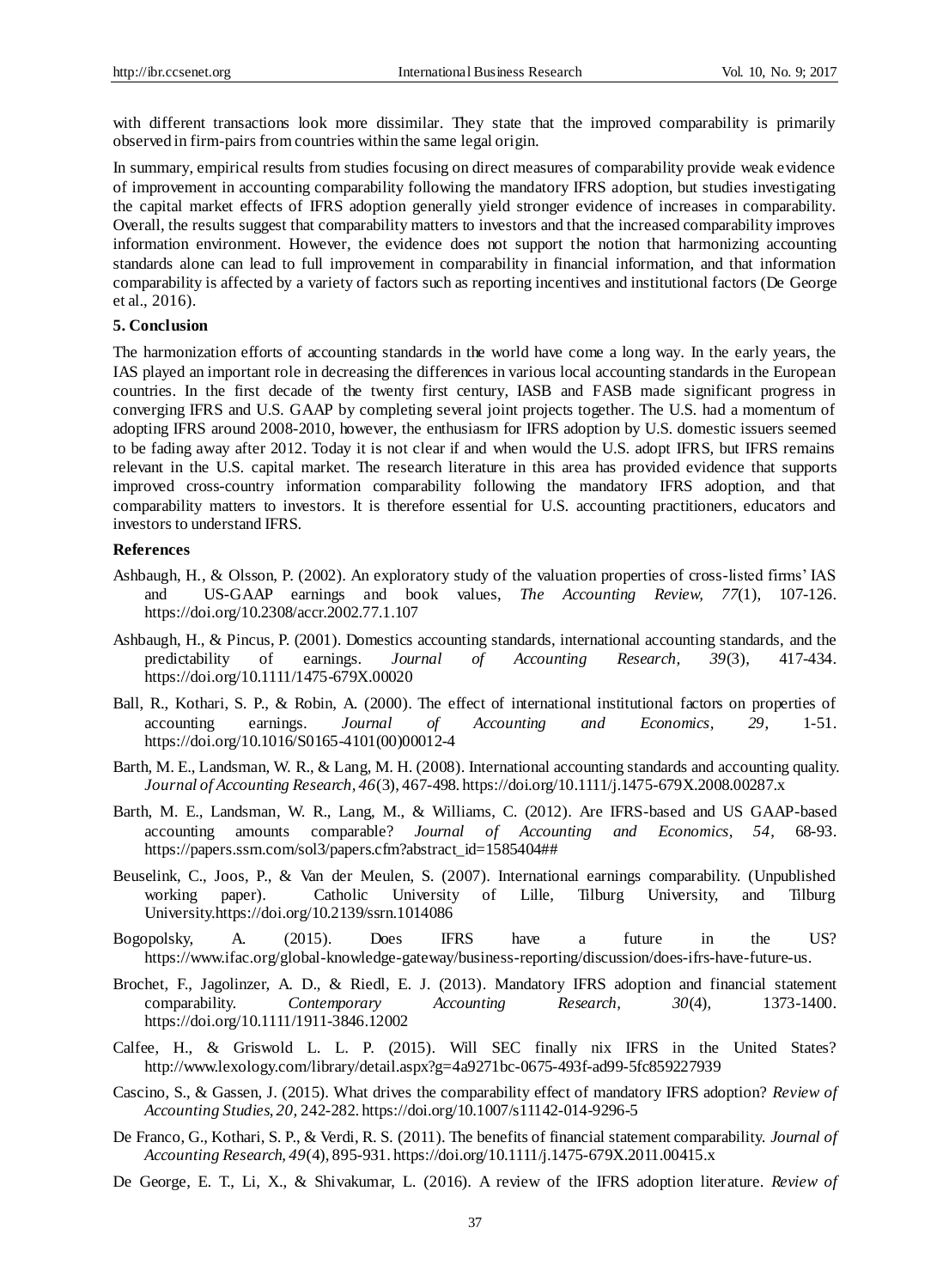with different transactions look more dissimilar. They state that the improved comparability is primarily observed in firm-pairs from countries within the same legal origin.

In summary, empirical results from studies focusing on direct measures of comparability provide weak evidence of improvement in accounting comparability following the mandatory IFRS adoption, but studies investigating the capital market effects of IFRS adoption generally yield stronger evidence of increases in comparability. Overall, the results suggest that comparability matters to investors and that the increased comparability improves information environment. However, the evidence does not support the notion that harmonizing accounting standards alone can lead to full improvement in comparability in financial information, and that information comparability is affected by a variety of factors such as reporting incentives and institutional factors (De George et al., 2016).

## 5. Conclusion

The harmonization efforts of accounting standards in the world have come a long way. In the early years, the IAS played an important role in decreasing the differences in various local accounting standards in the European countries. In the first decade of the twenty first century, IASB and FASB made significant progress in converging IFRS and U.S. GAAP by completing several joint projects together. The U.S. had a momentum of adopting IFRS around 2008-2010, however, the enthusiasm for IFRS adoption by U.S. domestic issuers seemed to be fading away after 2012. Today it is not clear if and when would the U.S. adopt IFRS, but IFRS remains relevant in the U.S. capital market. The research literature in this area has provided evidence that supports improved cross-country information comparability following the mandatory IFRS adoption, and that comparability matters to investors. It is therefore essential for U.S. accounting practitioners, educators and investors to understand IFRS.

## References

Ashbaugh, H., & Olsson, P. (2002). An exploratory study of the valuation properties of cross-listed firms' IAS and US-GAAP earnings and book values, *The Accounting Review, 77*(1), 107-126. https://doi.org/10.2308/accr.2002.77.1.107

Ashbaugh, H., & Pincus, P. (2001). Domestics accounting standards, international accounting standards, and the predictability of earnings. *Journal of Accounting Research, 39*(3), 417-434. https://doi.org/10.1111/1475-679X.00020

Ball, R., Kothari, S. P., & Robin, A. (2000). The effect of international institutional factors on properties of accounting earnings. *Journal of Accounting and Economics, 29*, 1-51. https://doi.org/10.1016/S0165-4101(00)00012-4

Barth, M. E., Landsman, W. R., & Lang, M. H. (2008). International accounting standards and accounting quality. *Journal of Accounting Research, 46*(3), 467-498. https://doi.org/10.1111/j.1475-679X.2008.00287.x

Barth, M. E., Landsman, W. R., Lang, M., & Williams, C. (2012). Are IFRS-based and US GAAP-based accounting amounts comparable? *Journal of Accounting and Economics, 54*, 68-93. https://papers.ssrn.com/sol3/papers.cfm?abstract_id=1585404##

Beuselink, C., Joos, P., & Van der Meulen, S. (2007). International earnings comparability. (Unpublished working paper). Catholic University of Lille, Tilburg University, and Tilburg University.https://doi.org/10.2139/ssrn.1014086

Bogopolsky, A. (2015). Does IFRS have a future in the US? https://www.ifac.org/global-knowledge-gateway/business-reporting/discussion/does-ifrs-have-future-us.

Brochet, F., Jagolinzer, A. D., & Riedl, E. J. (2013). Mandatory IFRS adoption and financial statement comparability. *Contemporary Accounting Research, 30*(4), 1373-1400. https://doi.org/10.1111/1911-3846.12002

Calfee, H., & Griswold L. L. P. (2015). Will SEC finally nix IFRS in the United States? http://www.lexology.com/library/detail.aspx?g=4a9271bc-0675-493f-ad99-5fc859227939

Cascino, S., & Gassen, J. (2015). What drives the comparability effect of mandatory IFRS adoption? *Review of Accounting Studies, 20*, 242-282. https://doi.org/10.1007/s11142-014-9296-5

De Franco, G., Kothari, S. P., & Verdi, R. S. (2011). The benefits of financial statement comparability. *Journal of Accounting Research, 49*(4), 895-931. https://doi.org/10.1111/j.1475-679X.2011.00415.x

De George, E. T., Li, X., & Shivakumar, L. (2016). A review of the IFRS adoption literature. *Review of*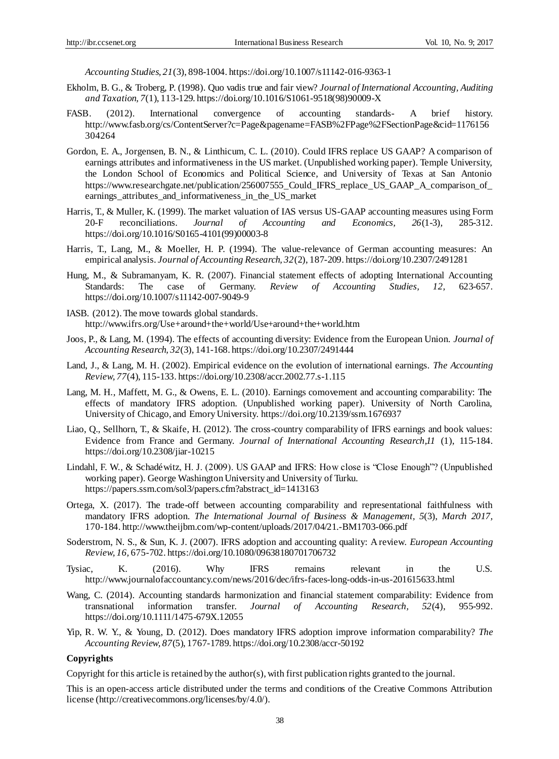*Accounting Studies, 21*(3), 898-1004. https://doi.org/10.1007/s11142-016-9363-1

Ekholm, B. G., & Troberg, P. (1998). Quo vadis true and fair view? *Journal of International Accounting, Auditing and Taxation, 7*(1), 113-129. https://doi.org/10.1016/S1061-9518(98)90009-X

FASB. (2012). International convergence of accounting standards- A brief history. http://www.fasb.org/cs/ContentServer?c=Page&pagename=FASB%2FPage%2FSectionPage&cid=1176156304264

Gordon, E. A., Jorgensen, B. N., & Linthicum, C. L. (2010). Could IFRS replace US GAAP? A comparison of earnings attributes and informativeness in the US market. (Unpublished working paper). Temple University, the London School of Economics and Political Science, and University of Texas at San Antonio https://www.researchgate.net/publication/256007555_Could_IFRS_replace_US_GAAP_A_comparison_of_earnings_attributes_and_informativeness_in_the_US_market

Harris, T., & Muller, K. (1999). The market valuation of IAS versus US-GAAP accounting measures using Form 20-F reconciliations. *Journal of Accounting and Economics, 26*(1-3), 285-312. https://doi.org/10.1016/S0165-4101(99)00003-8

Harris, T., Lang, M., & Moeller, H. P. (1994). The value-relevance of German accounting measures: An empirical analysis. *Journal of Accounting Research, 32*(2), 187-209. https://doi.org/10.2307/2491281

Hung, M., & Subramanyam, K. R. (2007). Financial statement effects of adopting International Accounting Standards: The case of Germany. *Review of Accounting Studies, 12,* 623-657. https://doi.org/10.1007/s11142-007-9049-9

IASB. (2012). The move towards global standards. http://www.ifrs.org/Use+around+the+world/Use+around+the+world.htm

Joos, P., & Lang, M. (1994). The effects of accounting diversity: Evidence from the European Union. *Journal of Accounting Research, 32*(3), 141-168. https://doi.org/10.2307/2491444

Land, J., & Lang, M. H. (2002). Empirical evidence on the evolution of international earnings. *The Accounting Review, 77*(4), 115-133. https://doi.org/10.2308/accr.2002.77.s-1.115

Lang, M. H., Maffett, M. G., & Owens, E. L. (2010). Earnings comovement and accounting comparability: The effects of mandatory IFRS adoption. (Unpublished working paper). University of North Carolina, University of Chicago, and Emory University. https://doi.org/10.2139/ssrn.1676937

Liao, Q., Sellhorn, T., & Skaife, H. (2012). The cross-country comparability of IFRS earnings and book values: Evidence from France and Germany. *Journal of International Accounting Research,11* (1), 115-184. https://doi.org/10.2308/jiar-10215

Lindahl, F. W., & Schadéwitz, H. J. (2009). US GAAP and IFRS: How close is "Close Enough"? (Unpublished working paper). George Washington University and University of Turku. https://papers.ssrn.com/sol3/papers.cfm?abstract_id=1413163

Ortega, X. (2017). The trade-off between accounting comparability and representational faithfulness with mandatory IFRS adoption. *The International Journal of Business & Management, 5*(3), *March 2017,* 170-184. http://www.theijbm.com/wp-content/uploads/2017/04/21.-BM1703-066.pdf

Soderstrom, N. S., & Sun, K. J. (2007). IFRS adoption and accounting quality: A review. *European Accounting Review, 16,* 675-702. https://doi.org/10.1080/09638180701706732

Tysiac, K. (2016). Why IFRS remains relevant in the U.S. http://www.journalofaccountancy.com/news/2016/dec/ifrs-faces-long-odds-in-us-201615633.html

Wang, C. (2014). Accounting standards harmonization and financial statement comparability: Evidence from transnational information transfer. *Journal of Accounting Research, 52*(4), 955-992. https://doi.org/10.1111/1475-679X.12055

Yip, R. W. Y., & Young, D. (2012). Does mandatory IFRS adoption improve information comparability? *The Accounting Review, 87*(5), 1767-1789. https://doi.org/10.2308/accr-50192

## Copyrights

Copyright for this article is retained by the author(s), with first publication rights granted to the journal.

This is an open-access article distributed under the terms and conditions of the Creative Commons Attribution license (http://creativecommons.org/licenses/by/4.0/).